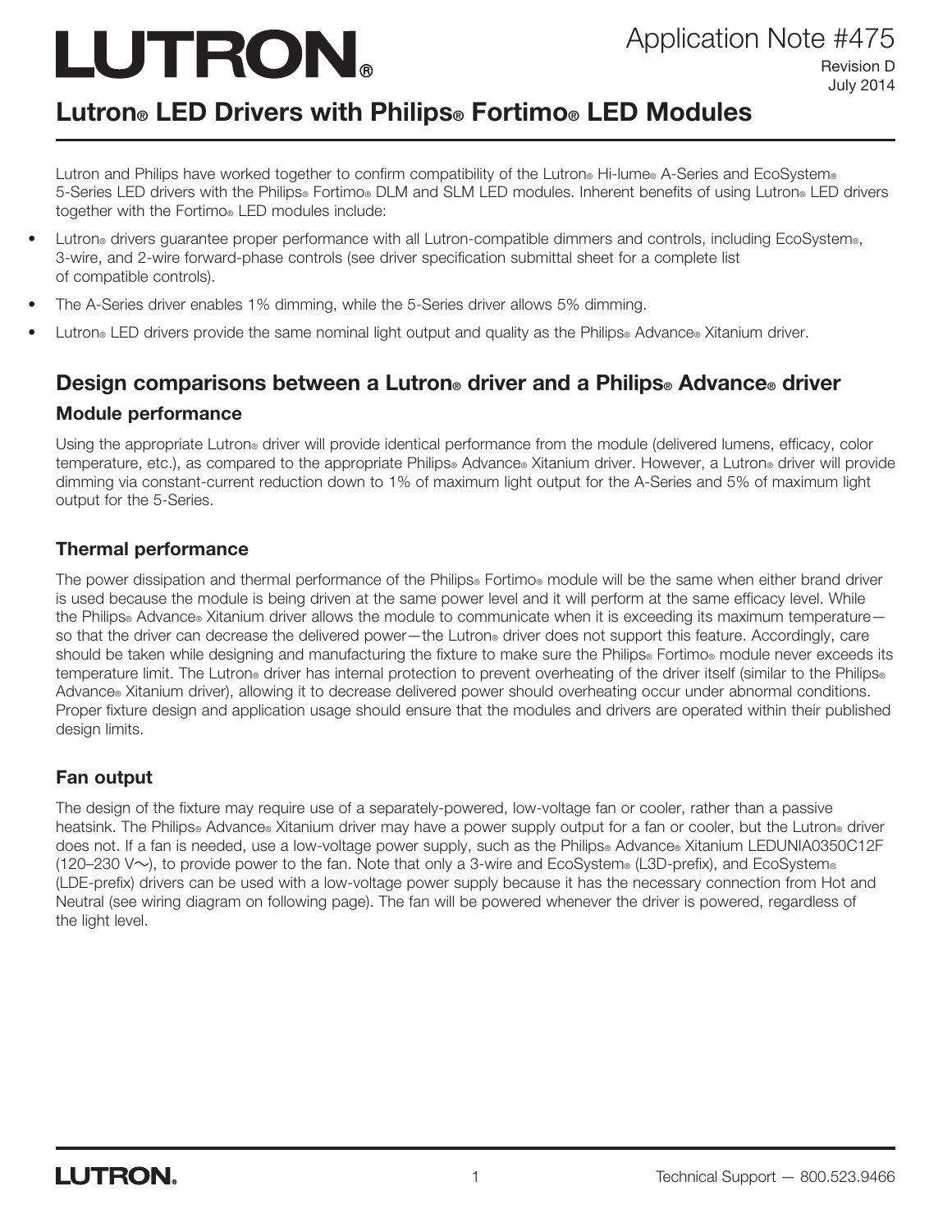# LUTRON®

Application Note #475

Revision D
July 2014

## Lutron® LED Drivers with Philips® Fortimo® LED Modules

Lutron and Philips have worked together to confirm compatibility of the Lutron® Hi-lume® A-Series and EcoSystem® 5-Series LED drivers with the Philips® Fortimo® DLM and SLM LED modules. Inherent benefits of using Lutron® LED drivers together with the Fortimo® LED modules include:

- Lutron® drivers guarantee proper performance with all Lutron-compatible dimmers and controls, including EcoSystem®, 3-wire, and 2-wire forward-phase controls (see driver specification submittal sheet for a complete list of compatible controls).
- The A-Series driver enables 1% dimming, while the 5-Series driver allows 5% dimming.
- Lutron® LED drivers provide the same nominal light output and quality as the Philips® Advance® Xitanium driver.

## Design comparisons between a Lutron® driver and a Philips® Advance® driver

### Module performance

Using the appropriate Lutron® driver will provide identical performance from the module (delivered lumens, efficacy, color temperature, etc.), as compared to the appropriate Philips® Advance® Xitanium driver. However, a Lutron® driver will provide dimming via constant-current reduction down to 1% of maximum light output for the A-Series and 5% of maximum light output for the 5-Series.

### Thermal performance

The power dissipation and thermal performance of the Philips® Fortimo® module will be the same when either brand driver is used because the module is being driven at the same power level and it will perform at the same efficacy level. While the Philips® Advance® Xitanium driver allows the module to communicate when it is exceeding its maximum temperature—so that the driver can decrease the delivered power—the Lutron® driver does not support this feature. Accordingly, care should be taken while designing and manufacturing the fixture to make sure the Philips® Fortimo® module never exceeds its temperature limit. The Lutron® driver has internal protection to prevent overheating of the driver itself (similar to the Philips® Advance® Xitanium driver), allowing it to decrease delivered power should overheating occur under abnormal conditions. Proper fixture design and application usage should ensure that the modules and drivers are operated within their published design limits.

### Fan output

The design of the fixture may require use of a separately-powered, low-voltage fan or cooler, rather than a passive heatsink. The Philips® Advance® Xitanium driver may have a power supply output for a fan or cooler, but the Lutron® driver does not. If a fan is needed, use a low-voltage power supply, such as the Philips® Advance® Xitanium LEDUNIA0350C12F (120–230 V∼), to provide power to the fan. Note that only a 3-wire and EcoSystem® (L3D-prefix), and EcoSystem® (LDE-prefix) drivers can be used with a low-voltage power supply because it has the necessary connection from Hot and Neutral (see wiring diagram on following page). The fan will be powered whenever the driver is powered, regardless of the light level.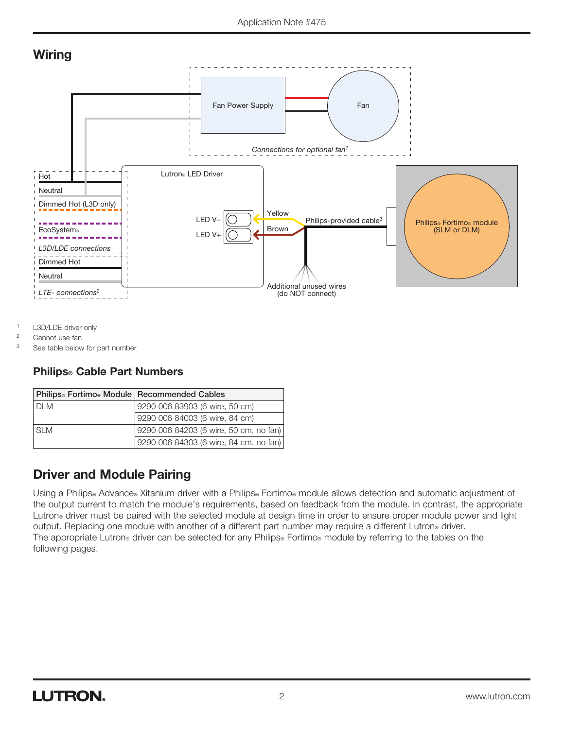## Wiring

Hot

Neutral

Dimmed Hot (L3D only)

EcoSystem®

*L3D/LDE connections*

Dimmed Hot

Neutral

*LTE- connections*[2]

Fan Power Supply

Fan

*Connections for optional fan*[1]

Lutron® LED Driver

LED V–

LED V+

Yellow

Brown

Philips-provided cable[3]

Philips® Fortimo® module (SLM or DLM)

Additional unused wires (do NOT connect)

1 L3D/LDE driver only

2 Cannot use fan

3 See table below for part number

### Philips® Cable Part Numbers

| Philips® Fortimo® Module | Recommended Cables |
| --- | --- |
| DLM | 9290 006 83903 (6 wire, 50 cm) |
| | 9290 006 84003 (6 wire, 84 cm) |
| SLM | 9290 006 84203 (6 wire, 50 cm, no fan) |
| | 9290 006 84303 (6 wire, 84 cm, no fan) |

## Driver and Module Pairing

Using a Philips® Advance® Xitanium driver with a Philips® Fortimo® module allows detection and automatic adjustment of the output current to match the module's requirements, based on feedback from the module. In contrast, the appropriate Lutron® driver must be paired with the selected module at design time in order to ensure proper module power and light output. Replacing one module with another of a different part number may require a different Lutron® driver.
The appropriate Lutron® driver can be selected for any Philips® Fortimo® module by referring to the tables on the following pages.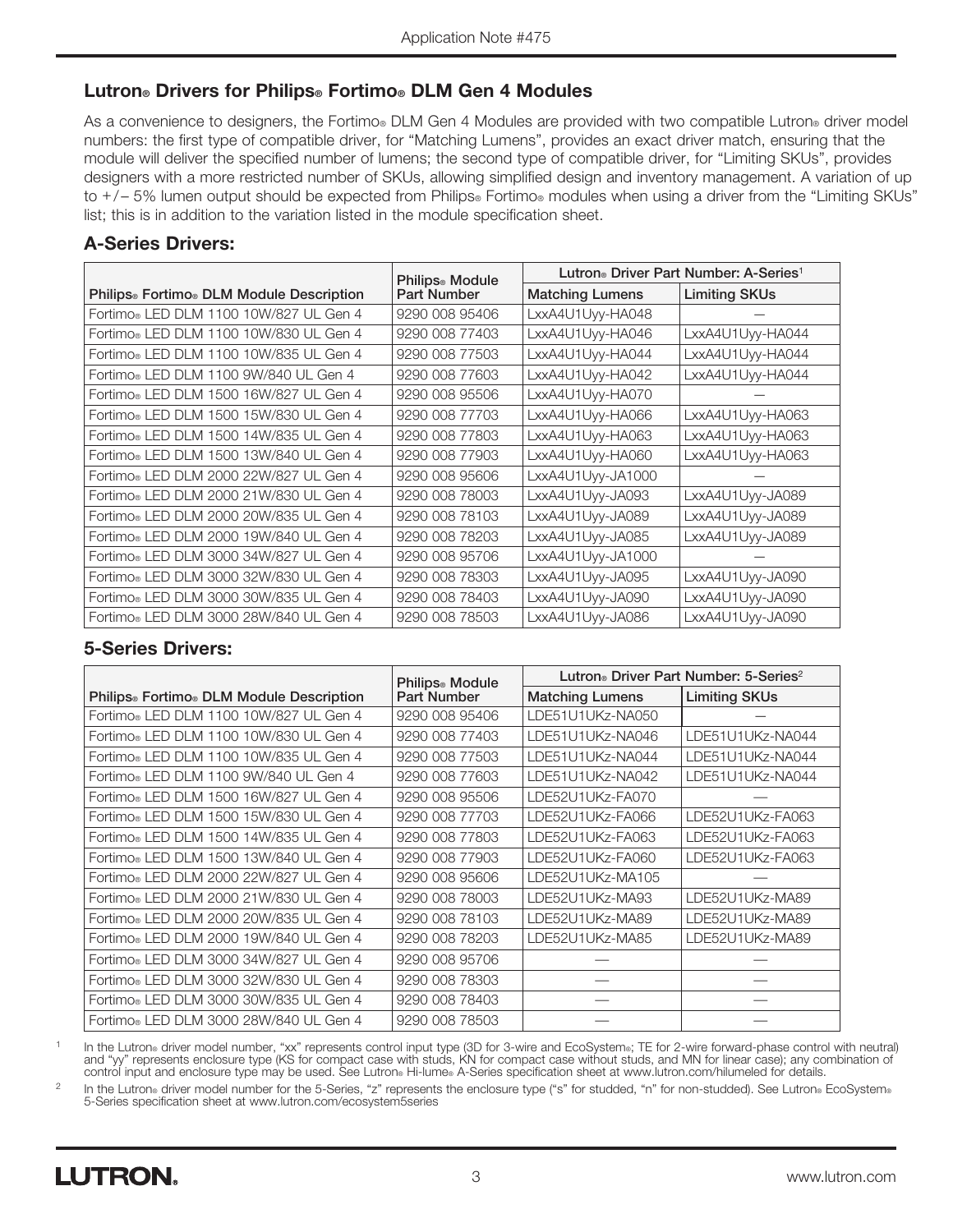## Lutron® Drivers for Philips® Fortimo® DLM Gen 4 Modules

As a convenience to designers, the Fortimo® DLM Gen 4 Modules are provided with two compatible Lutron® driver model numbers: the first type of compatible driver, for "Matching Lumens", provides an exact driver match, ensuring that the module will deliver the specified number of lumens; the second type of compatible driver, for "Limiting SKUs", provides designers with a more restricted number of SKUs, allowing simplified design and inventory management. A variation of up to +/– 5% lumen output should be expected from Philips® Fortimo® modules when using a driver from the "Limiting SKUs" list; this is in addition to the variation listed in the module specification sheet.

### A-Series Drivers:

| Philips® Fortimo® DLM Module Description | Philips® Module Part Number | Lutron® Driver Part Number: A-Series[1] | |
|---|---|---|---|
| | | Matching Lumens | Limiting SKUs |
| Fortimo® LED DLM 1100 10W/827 UL Gen 4 | 9290 008 95406 | LxxA4U1Uyy-HA048 | — |
| Fortimo® LED DLM 1100 10W/830 UL Gen 4 | 9290 008 77403 | LxxA4U1Uyy-HA046 | LxxA4U1Uyy-HA044 |
| Fortimo® LED DLM 1100 10W/835 UL Gen 4 | 9290 008 77503 | LxxA4U1Uyy-HA044 | LxxA4U1Uyy-HA044 |
| Fortimo® LED DLM 1100 9W/840 UL Gen 4 | 9290 008 77603 | LxxA4U1Uyy-HA042 | LxxA4U1Uyy-HA044 |
| Fortimo® LED DLM 1500 16W/827 UL Gen 4 | 9290 008 95506 | LxxA4U1Uyy-HA070 | — |
| Fortimo® LED DLM 1500 15W/830 UL Gen 4 | 9290 008 77703 | LxxA4U1Uyy-HA066 | LxxA4U1Uyy-HA063 |
| Fortimo® LED DLM 1500 14W/835 UL Gen 4 | 9290 008 77803 | LxxA4U1Uyy-HA063 | LxxA4U1Uyy-HA063 |
| Fortimo® LED DLM 1500 13W/840 UL Gen 4 | 9290 008 77903 | LxxA4U1Uyy-HA060 | LxxA4U1Uyy-HA063 |
| Fortimo® LED DLM 2000 22W/827 UL Gen 4 | 9290 008 95606 | LxxA4U1Uyy-JA1000 | — |
| Fortimo® LED DLM 2000 21W/830 UL Gen 4 | 9290 008 78003 | LxxA4U1Uyy-JA093 | LxxA4U1Uyy-JA089 |
| Fortimo® LED DLM 2000 20W/835 UL Gen 4 | 9290 008 78103 | LxxA4U1Uyy-JA089 | LxxA4U1Uyy-JA089 |
| Fortimo® LED DLM 2000 19W/840 UL Gen 4 | 9290 008 78203 | LxxA4U1Uyy-JA085 | LxxA4U1Uyy-JA089 |
| Fortimo® LED DLM 3000 34W/827 UL Gen 4 | 9290 008 95706 | LxxA4U1Uyy-JA1000 | — |
| Fortimo® LED DLM 3000 32W/830 UL Gen 4 | 9290 008 78303 | LxxA4U1Uyy-JA095 | LxxA4U1Uyy-JA090 |
| Fortimo® LED DLM 3000 30W/835 UL Gen 4 | 9290 008 78403 | LxxA4U1Uyy-JA090 | LxxA4U1Uyy-JA090 |
| Fortimo® LED DLM 3000 28W/840 UL Gen 4 | 9290 008 78503 | LxxA4U1Uyy-JA086 | LxxA4U1Uyy-JA090 |

### 5-Series Drivers:

| Philips® Fortimo® DLM Module Description | Philips® Module Part Number | Lutron® Driver Part Number: 5-Series[2] | |
|---|---|---|---|
| | | Matching Lumens | Limiting SKUs |
| Fortimo® LED DLM 1100 10W/827 UL Gen 4 | 9290 008 95406 | LDE51U1UKz-NA050 | — |
| Fortimo® LED DLM 1100 10W/830 UL Gen 4 | 9290 008 77403 | LDE51U1UKz-NA046 | LDE51U1UKz-NA044 |
| Fortimo® LED DLM 1100 10W/835 UL Gen 4 | 9290 008 77503 | LDE51U1UKz-NA044 | LDE51U1UKz-NA044 |
| Fortimo® LED DLM 1100 9W/840 UL Gen 4 | 9290 008 77603 | LDE51U1UKz-NA042 | LDE51U1UKz-NA044 |
| Fortimo® LED DLM 1500 16W/827 UL Gen 4 | 9290 008 95506 | LDE52U1UKz-FA070 | — |
| Fortimo® LED DLM 1500 15W/830 UL Gen 4 | 9290 008 77703 | LDE52U1UKz-FA066 | LDE52U1UKz-FA063 |
| Fortimo® LED DLM 1500 14W/835 UL Gen 4 | 9290 008 77803 | LDE52U1UKz-FA063 | LDE52U1UKz-FA063 |
| Fortimo® LED DLM 1500 13W/840 UL Gen 4 | 9290 008 77903 | LDE52U1UKz-FA060 | LDE52U1UKz-FA063 |
| Fortimo® LED DLM 2000 22W/827 UL Gen 4 | 9290 008 95606 | LDE52U1UKz-MA105 | — |
| Fortimo® LED DLM 2000 21W/830 UL Gen 4 | 9290 008 78003 | LDE52U1UKz-MA93 | LDE52U1UKz-MA89 |
| Fortimo® LED DLM 2000 20W/835 UL Gen 4 | 9290 008 78103 | LDE52U1UKz-MA89 | LDE52U1UKz-MA89 |
| Fortimo® LED DLM 2000 19W/840 UL Gen 4 | 9290 008 78203 | LDE52U1UKz-MA85 | LDE52U1UKz-MA89 |
| Fortimo® LED DLM 3000 34W/827 UL Gen 4 | 9290 008 95706 | — | — |
| Fortimo® LED DLM 3000 32W/830 UL Gen 4 | 9290 008 78303 | — | — |
| Fortimo® LED DLM 3000 30W/835 UL Gen 4 | 9290 008 78403 | — | — |
| Fortimo® LED DLM 3000 28W/840 UL Gen 4 | 9290 008 78503 | — | — |

[1] In the Lutron® driver model number, "xx" represents control input type (3D for 3-wire and EcoSystem®; TE for 2-wire forward-phase control with neutral) and "yy" represents enclosure type (KS for compact case with studs, KN for compact case without studs, and MN for linear case); any combination of control input and enclosure type may be used. See Lutron® Hi-lume® A-Series specification sheet at www.lutron.com/hilumeled for details.

[2] In the Lutron® driver model number for the 5-Series, "z" represents the enclosure type ("s" for studded, "n" for non-studded). See Lutron® EcoSystem® 5-Series specification sheet at www.lutron.com/ecosystem5series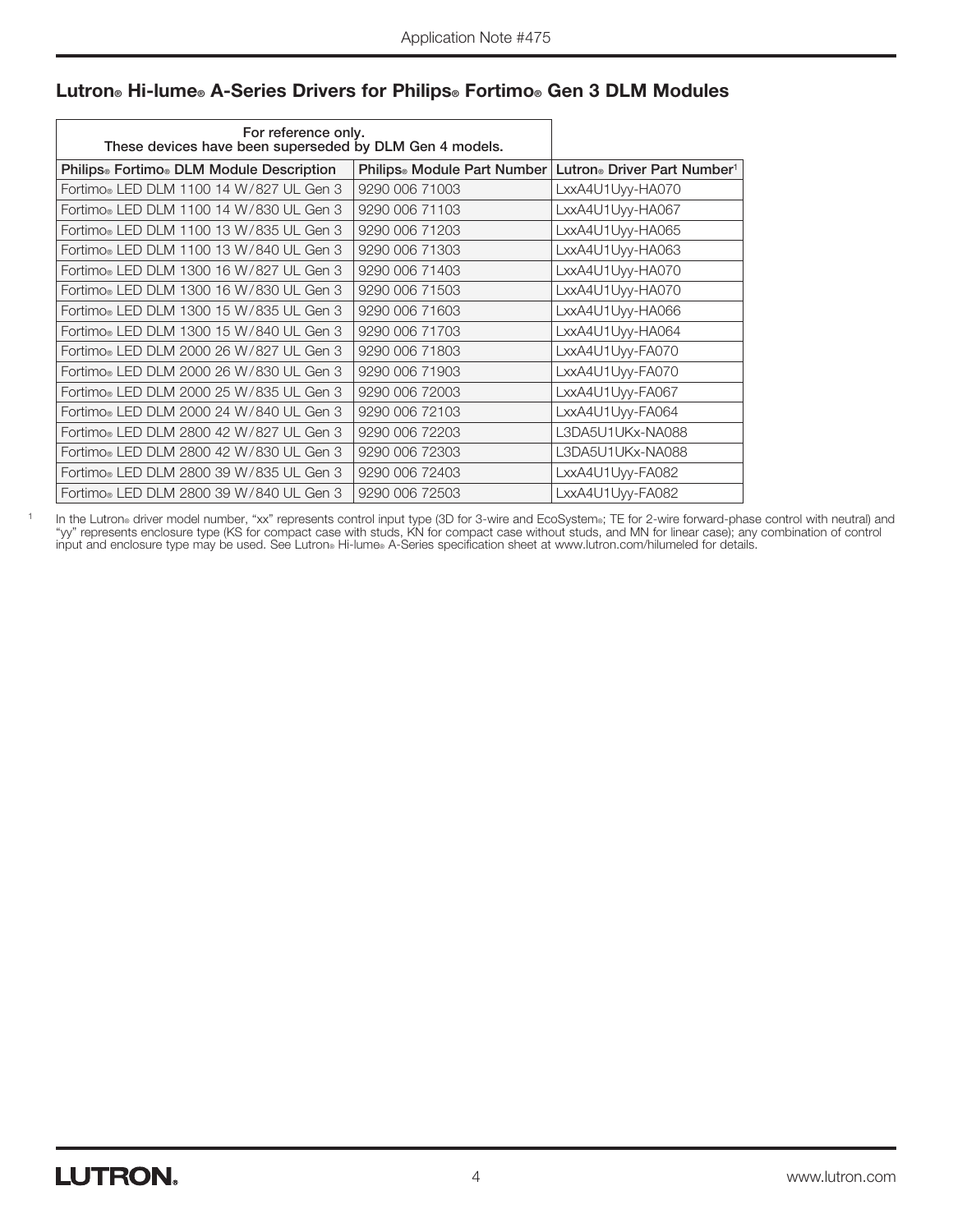## Lutron® Hi-lume® A-Series Drivers for Philips® Fortimo® Gen 3 DLM Modules

| For reference only. These devices have been superseded by DLM Gen 4 models. | | |
|---|---|---|
| **Philips® Fortimo® DLM Module Description** | **Philips® Module Part Number** | **Lutron® Driver Part Number[1]** |
| Fortimo® LED DLM 1100 14 W/827 UL Gen 3 | 9290 006 71003 | LxxA4U1Uyy-HA070 |
| Fortimo® LED DLM 1100 14 W/830 UL Gen 3 | 9290 006 71103 | LxxA4U1Uyy-HA067 |
| Fortimo® LED DLM 1100 13 W/835 UL Gen 3 | 9290 006 71203 | LxxA4U1Uyy-HA065 |
| Fortimo® LED DLM 1100 13 W/840 UL Gen 3 | 9290 006 71303 | LxxA4U1Uyy-HA063 |
| Fortimo® LED DLM 1300 16 W/827 UL Gen 3 | 9290 006 71403 | LxxA4U1Uyy-HA070 |
| Fortimo® LED DLM 1300 16 W/830 UL Gen 3 | 9290 006 71503 | LxxA4U1Uyy-HA070 |
| Fortimo® LED DLM 1300 15 W/835 UL Gen 3 | 9290 006 71603 | LxxA4U1Uyy-HA066 |
| Fortimo® LED DLM 1300 15 W/840 UL Gen 3 | 9290 006 71703 | LxxA4U1Uyy-HA064 |
| Fortimo® LED DLM 2000 26 W/827 UL Gen 3 | 9290 006 71803 | LxxA4U1Uyy-FA070 |
| Fortimo® LED DLM 2000 26 W/830 UL Gen 3 | 9290 006 71903 | LxxA4U1Uyy-FA070 |
| Fortimo® LED DLM 2000 25 W/835 UL Gen 3 | 9290 006 72003 | LxxA4U1Uyy-FA067 |
| Fortimo® LED DLM 2000 24 W/840 UL Gen 3 | 9290 006 72103 | LxxA4U1Uyy-FA064 |
| Fortimo® LED DLM 2800 42 W/827 UL Gen 3 | 9290 006 72203 | L3DA5U1UKx-NA088 |
| Fortimo® LED DLM 2800 42 W/830 UL Gen 3 | 9290 006 72303 | L3DA5U1UKx-NA088 |
| Fortimo® LED DLM 2800 39 W/835 UL Gen 3 | 9290 006 72403 | LxxA4U1Uyy-FA082 |
| Fortimo® LED DLM 2800 39 W/840 UL Gen 3 | 9290 006 72503 | LxxA4U1Uyy-FA082 |

[1] In the Lutron® driver model number, "xx" represents control input type (3D for 3-wire and EcoSystem®; TE for 2-wire forward-phase control with neutral) and "yy" represents enclosure type (KS for compact case with studs, KN for compact case without studs, and MN for linear case); any combination of control input and enclosure type may be used. See Lutron® Hi-lume® A-Series specification sheet at www.lutron.com/hilumeled for details.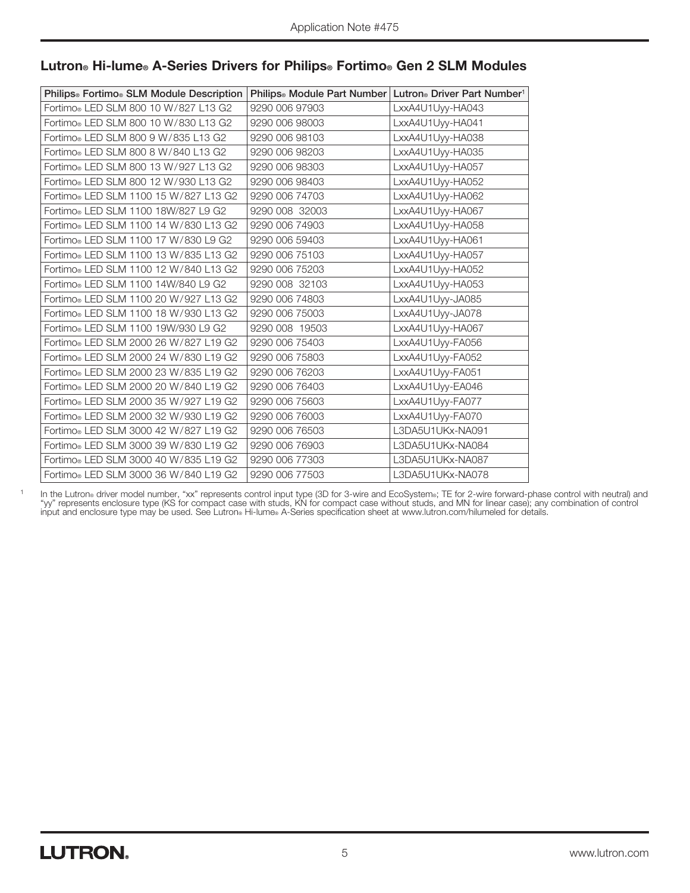## Lutron® Hi-lume® A-Series Drivers for Philips® Fortimo® Gen 2 SLM Modules

| Philips® Fortimo® SLM Module Description | Philips® Module Part Number | Lutron® Driver Part Number[1] |
|---|---|---|
| Fortimo® LED SLM 800 10 W/827 L13 G2 | 9290 006 97903 | LxxA4U1Uyy-HA043 |
| Fortimo® LED SLM 800 10 W/830 L13 G2 | 9290 006 98003 | LxxA4U1Uyy-HA041 |
| Fortimo® LED SLM 800 9 W/835 L13 G2 | 9290 006 98103 | LxxA4U1Uyy-HA038 |
| Fortimo® LED SLM 800 8 W/840 L13 G2 | 9290 006 98203 | LxxA4U1Uyy-HA035 |
| Fortimo® LED SLM 800 13 W/927 L13 G2 | 9290 006 98303 | LxxA4U1Uyy-HA057 |
| Fortimo® LED SLM 800 12 W/930 L13 G2 | 9290 006 98403 | LxxA4U1Uyy-HA052 |
| Fortimo® LED SLM 1100 15 W/827 L13 G2 | 9290 006 74703 | LxxA4U1Uyy-HA062 |
| Fortimo® LED SLM 1100 18W/827 L9 G2 | 9290 008 32003 | LxxA4U1Uyy-HA067 |
| Fortimo® LED SLM 1100 14 W/830 L13 G2 | 9290 006 74903 | LxxA4U1Uyy-HA058 |
| Fortimo® LED SLM 1100 17 W/830 L9 G2 | 9290 006 59403 | LxxA4U1Uyy-HA061 |
| Fortimo® LED SLM 1100 13 W/835 L13 G2 | 9290 006 75103 | LxxA4U1Uyy-HA057 |
| Fortimo® LED SLM 1100 12 W/840 L13 G2 | 9290 006 75203 | LxxA4U1Uyy-HA052 |
| Fortimo® LED SLM 1100 14W/840 L9 G2 | 9290 008 32103 | LxxA4U1Uyy-HA053 |
| Fortimo® LED SLM 1100 20 W/927 L13 G2 | 9290 006 74803 | LxxA4U1Uyy-JA085 |
| Fortimo® LED SLM 1100 18 W/930 L13 G2 | 9290 006 75003 | LxxA4U1Uyy-JA078 |
| Fortimo® LED SLM 1100 19W/930 L9 G2 | 9290 008 19503 | LxxA4U1Uyy-HA067 |
| Fortimo® LED SLM 2000 26 W/827 L19 G2 | 9290 006 75403 | LxxA4U1Uyy-FA056 |
| Fortimo® LED SLM 2000 24 W/830 L19 G2 | 9290 006 75803 | LxxA4U1Uyy-FA052 |
| Fortimo® LED SLM 2000 23 W/835 L19 G2 | 9290 006 76203 | LxxA4U1Uyy-FA051 |
| Fortimo® LED SLM 2000 20 W/840 L19 G2 | 9290 006 76403 | LxxA4U1Uyy-EA046 |
| Fortimo® LED SLM 2000 35 W/927 L19 G2 | 9290 006 75603 | LxxA4U1Uyy-FA077 |
| Fortimo® LED SLM 2000 32 W/930 L19 G2 | 9290 006 76003 | LxxA4U1Uyy-FA070 |
| Fortimo® LED SLM 3000 42 W/827 L19 G2 | 9290 006 76503 | L3DA5U1UKx-NA091 |
| Fortimo® LED SLM 3000 39 W/830 L19 G2 | 9290 006 76903 | L3DA5U1UKx-NA084 |
| Fortimo® LED SLM 3000 40 W/835 L19 G2 | 9290 006 77303 | L3DA5U1UKx-NA087 |
| Fortimo® LED SLM 3000 36 W/840 L19 G2 | 9290 006 77503 | L3DA5U1UKx-NA078 |

[1] In the Lutron® driver model number, "xx" represents control input type (3D for 3-wire and EcoSystem®; TE for 2-wire forward-phase control with neutral) and "yy" represents enclosure type (KS for compact case with studs, KN for compact case without studs, and MN for linear case); any combination of control input and enclosure type may be used. See Lutron® Hi-lume® A-Series specification sheet at www.lutron.com/hilumeled for details.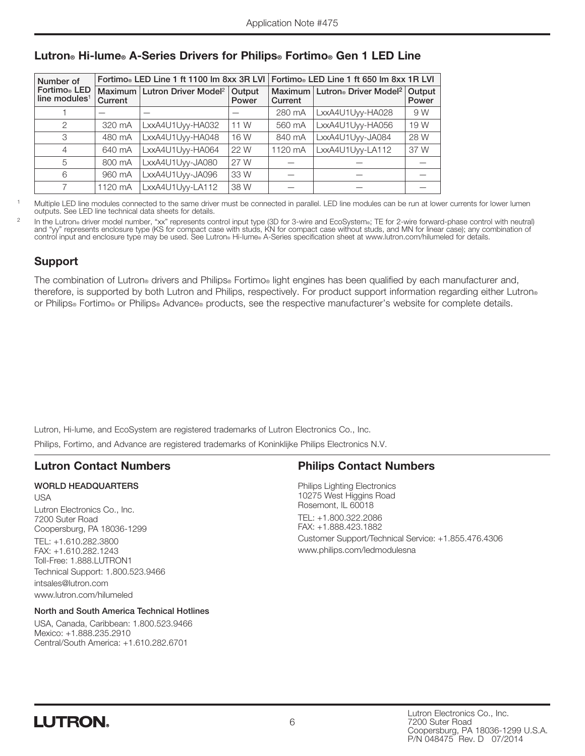## Lutron® Hi-lume® A-Series Drivers for Philips® Fortimo® Gen 1 LED Line

| Number of Fortimo® LED line modules[1] | Fortimo® LED Line 1 ft 1100 lm 8xx 3R LVI | | | Fortimo® LED Line 1 ft 650 lm 8xx 1R LVI | | |
|---|---|---|---|---|---|---|
| | Maximum Current | Lutron Driver Model[2] | Output Power | Maximum Current | Lutron® Driver Model[2] | Output Power |
| 1 | — | — | — | 280 mA | LxxA4U1Uyy-HA028 | 9 W |
| 2 | 320 mA | LxxA4U1Uyy-HA032 | 11 W | 560 mA | LxxA4U1Uyy-HA056 | 19 W |
| 3 | 480 mA | LxxA4U1Uyy-HA048 | 16 W | 840 mA | LxxA4U1Uyy-JA084 | 28 W |
| 4 | 640 mA | LxxA4U1Uyy-HA064 | 22 W | 1120 mA | LxxA4U1Uyy-LA112 | 37 W |
| 5 | 800 mA | LxxA4U1Uyy-JA080 | 27 W | — | — | — |
| 6 | 960 mA | LxxA4U1Uyy-JA096 | 33 W | — | — | — |
| 7 | 1120 mA | LxxA4U1Uyy-LA112 | 38 W | — | — | — |

[1] Multiple LED line modules connected to the same driver must be connected in parallel. LED line modules can be run at lower currents for lower lumen outputs. See LED line technical data sheets for details.

[2] In the Lutron® driver model number, "xx" represents control input type (3D for 3-wire and EcoSystem®; TE for 2-wire forward-phase control with neutral) and "yy" represents enclosure type (KS for compact case with studs, KN for compact case without studs, and MN for linear case); any combination of control input and enclosure type may be used. See Lutron® Hi-lume® A-Series specification sheet at www.lutron.com/hilumeled for details.

## Support

The combination of Lutron® drivers and Philips® Fortimo® light engines has been qualified by each manufacturer and, therefore, is supported by both Lutron and Philips, respectively. For product support information regarding either Lutron® or Philips® Fortimo® or Philips® Advance® products, see the respective manufacturer's website for complete details.

Lutron, Hi-lume, and EcoSystem are registered trademarks of Lutron Electronics Co., Inc.

Philips, Fortimo, and Advance are registered trademarks of Koninklijke Philips Electronics N.V.

## Lutron Contact Numbers

**WORLD HEADQUARTERS**

USA

Lutron Electronics Co., Inc.
7200 Suter Road
Coopersburg, PA 18036-1299

TEL: +1.610.282.3800
FAX: +1.610.282.1243
Toll-Free: 1.888.LUTRON1
Technical Support: 1.800.523.9466

intsales@lutron.com

www.lutron.com/hilumeled

**North and South America Technical Hotlines**

USA, Canada, Caribbean: 1.800.523.9466
Mexico: +1.888.235.2910
Central/South America: +1.610.282.6701

## Philips Contact Numbers

Philips Lighting Electronics
10275 West Higgins Road
Rosemont, IL 60018

TEL: +1.800.322.2086
FAX: +1.888.423.1882

Customer Support/Technical Service: +1.855.476.4306

www.philips.com/ledmodulesna

LUTRON

Lutron Electronics Co., Inc.
7200 Suter Road
Coopersburg, PA 18036-1299 U.S.A.
P/N 048475 Rev. D 07/2014